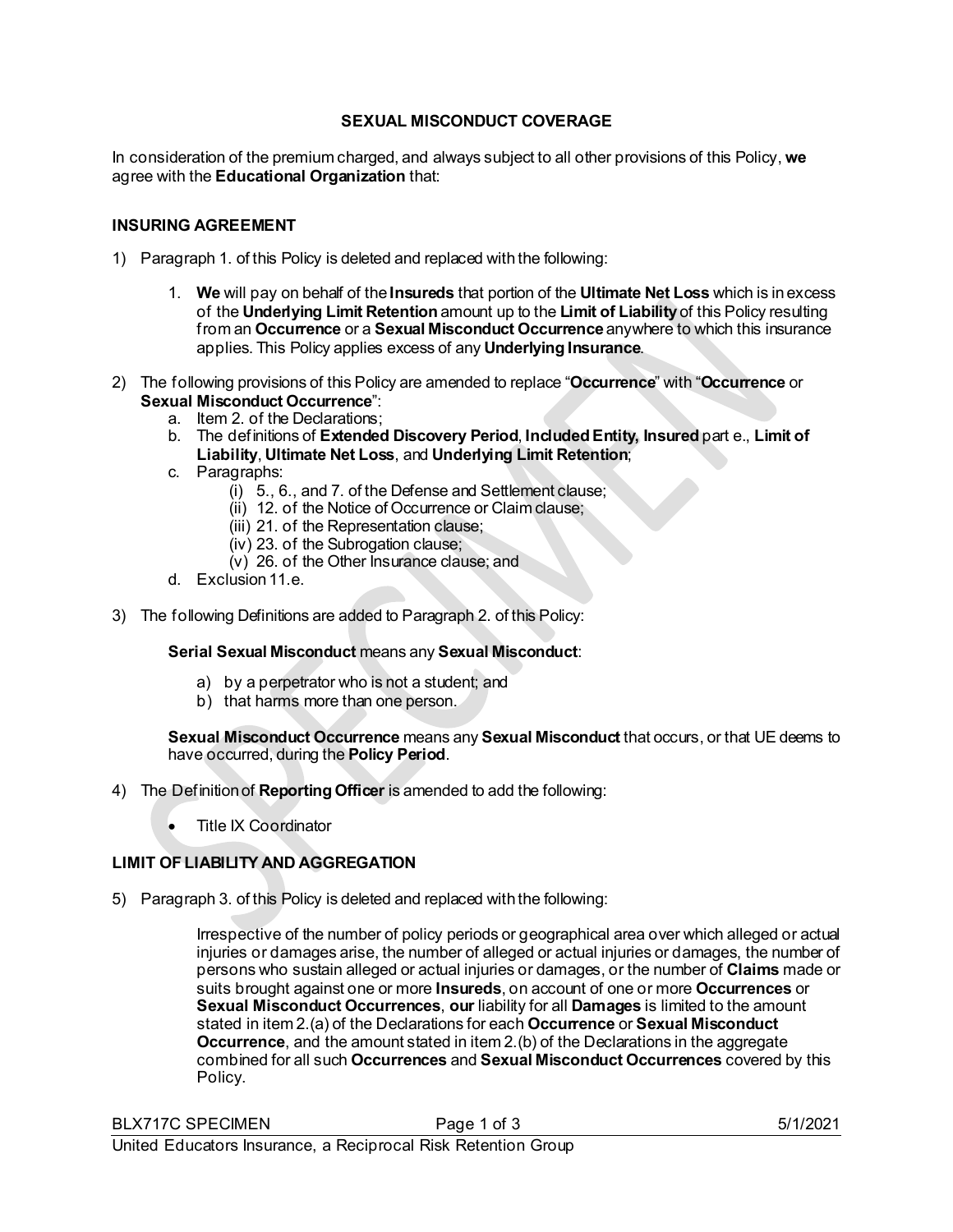## SEXUAL MISCONDUCT COVERAGE

In consideration of the premium charged, and always subject to all other provisions of this Policy, **we** agree with the **Educational Organization** that:

### INSURING AGREEMENT

1) Paragraph 1. of this Policy is deleted and replaced with the following:

   1. **We** will pay on behalf of the **Insureds** that portion of the **Ultimate Net Loss** which is in excess of the **Underlying Limit Retention** amount up to the **Limit of Liability** of this Policy resulting from an **Occurrence** or a **Sexual Misconduct Occurrence** anywhere to which this insurance applies. This Policy applies excess of any **Underlying Insurance**.

2) The following provisions of this Policy are amended to replace "**Occurrence**" with "**Occurrence** or **Sexual Misconduct Occurrence**":
   a. Item 2. of the Declarations;
   b. The definitions of **Extended Discovery Period**, **Included Entity, Insured** part e., **Limit of Liability**, **Ultimate Net Loss**, and **Underlying Limit Retention**;
   c. Paragraphs:
      (i) 5., 6., and 7. of the Defense and Settlement clause;
      (ii) 12. of the Notice of Occurrence or Claim clause;
      (iii) 21. of the Representation clause;
      (iv) 23. of the Subrogation clause;
      (v) 26. of the Other Insurance clause; and
   d. Exclusion 11.e.

3) The following Definitions are added to Paragraph 2. of this Policy:

   **Serial Sexual Misconduct** means any **Sexual Misconduct**:

   a) by a perpetrator who is not a student; and
   b) that harms more than one person.

   **Sexual Misconduct Occurrence** means any **Sexual Misconduct** that occurs, or that UE deems to have occurred, during the **Policy Period**.

4) The Definition of **Reporting Officer** is amended to add the following:

   - Title IX Coordinator

### LIMIT OF LIABILITY AND AGGREGATION

5) Paragraph 3. of this Policy is deleted and replaced with the following:

   Irrespective of the number of policy periods or geographical area over which alleged or actual injuries or damages arise, the number of alleged or actual injuries or damages, the number of persons who sustain alleged or actual injuries or damages, or the number of **Claims** made or suits brought against one or more **Insureds**, on account of one or more **Occurrences** or **Sexual Misconduct Occurrences**, **our** liability for all **Damages** is limited to the amount stated in item 2.(a) of the Declarations for each **Occurrence** or **Sexual Misconduct Occurrence**, and the amount stated in item 2.(b) of the Declarations in the aggregate combined for all such **Occurrences** and **Sexual Misconduct Occurrences** covered by this Policy.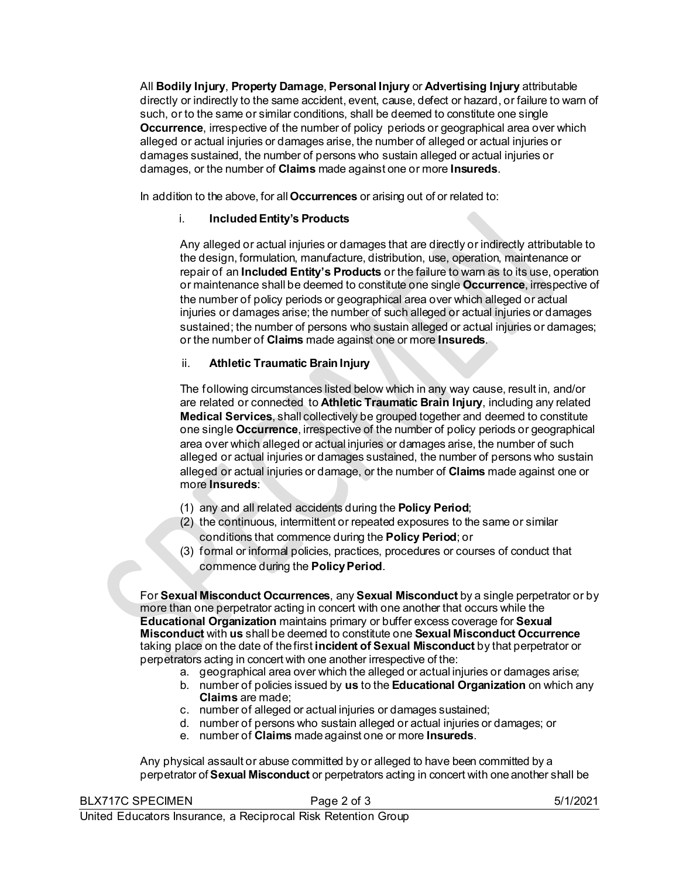All **Bodily Injury**, **Property Damage**, **Personal Injury** or **Advertising Injury** attributable directly or indirectly to the same accident, event, cause, defect or hazard, or failure to warn of such, or to the same or similar conditions, shall be deemed to constitute one single **Occurrence**, irrespective of the number of policy periods or geographical area over which alleged or actual injuries or damages arise, the number of alleged or actual injuries or damages sustained, the number of persons who sustain alleged or actual injuries or damages, or the number of **Claims** made against one or more **Insureds**.

In addition to the above, for all **Occurrences** or arising out of or related to:

i. **Included Entity's Products**

Any alleged or actual injuries or damages that are directly or indirectly attributable to the design, formulation, manufacture, distribution, use, operation, maintenance or repair of an **Included Entity's Products** or the failure to warn as to its use, operation or maintenance shall be deemed to constitute one single **Occurrence**, irrespective of the number of policy periods or geographical area over which alleged or actual injuries or damages arise; the number of such alleged or actual injuries or damages sustained; the number of persons who sustain alleged or actual injuries or damages; or the number of **Claims** made against one or more **Insureds**.

ii. **Athletic Traumatic Brain Injury**

The following circumstances listed below which in any way cause, result in, and/or are related or connected to **Athletic Traumatic Brain Injury**, including any related **Medical Services**, shall collectively be grouped together and deemed to constitute one single **Occurrence**, irrespective of the number of policy periods or geographical area over which alleged or actual injuries or damages arise, the number of such alleged or actual injuries or damages sustained, the number of persons who sustain alleged or actual injuries or damage, or the number of **Claims** made against one or more **Insureds**:

(1) any and all related accidents during the **Policy Period**;
(2) the continuous, intermittent or repeated exposures to the same or similar conditions that commence during the **Policy Period**; or
(3) formal or informal policies, practices, procedures or courses of conduct that commence during the **Policy Period**.

For **Sexual Misconduct Occurrences**, any **Sexual Misconduct** by a single perpetrator or by more than one perpetrator acting in concert with one another that occurs while the **Educational Organization** maintains primary or buffer excess coverage for **Sexual Misconduct** with **us** shall be deemed to constitute one **Sexual Misconduct Occurrence** taking place on the date of the first **incident of Sexual Misconduct** by that perpetrator or perpetrators acting in concert with one another irrespective of the:

a. geographical area over which the alleged or actual injuries or damages arise;
b. number of policies issued by **us** to the **Educational Organization** on which any **Claims** are made;
c. number of alleged or actual injuries or damages sustained;
d. number of persons who sustain alleged or actual injuries or damages; or
e. number of **Claims** made against one or more **Insureds**.

Any physical assault or abuse committed by or alleged to have been committed by a perpetrator of **Sexual Misconduct** or perpetrators acting in concert with one another shall be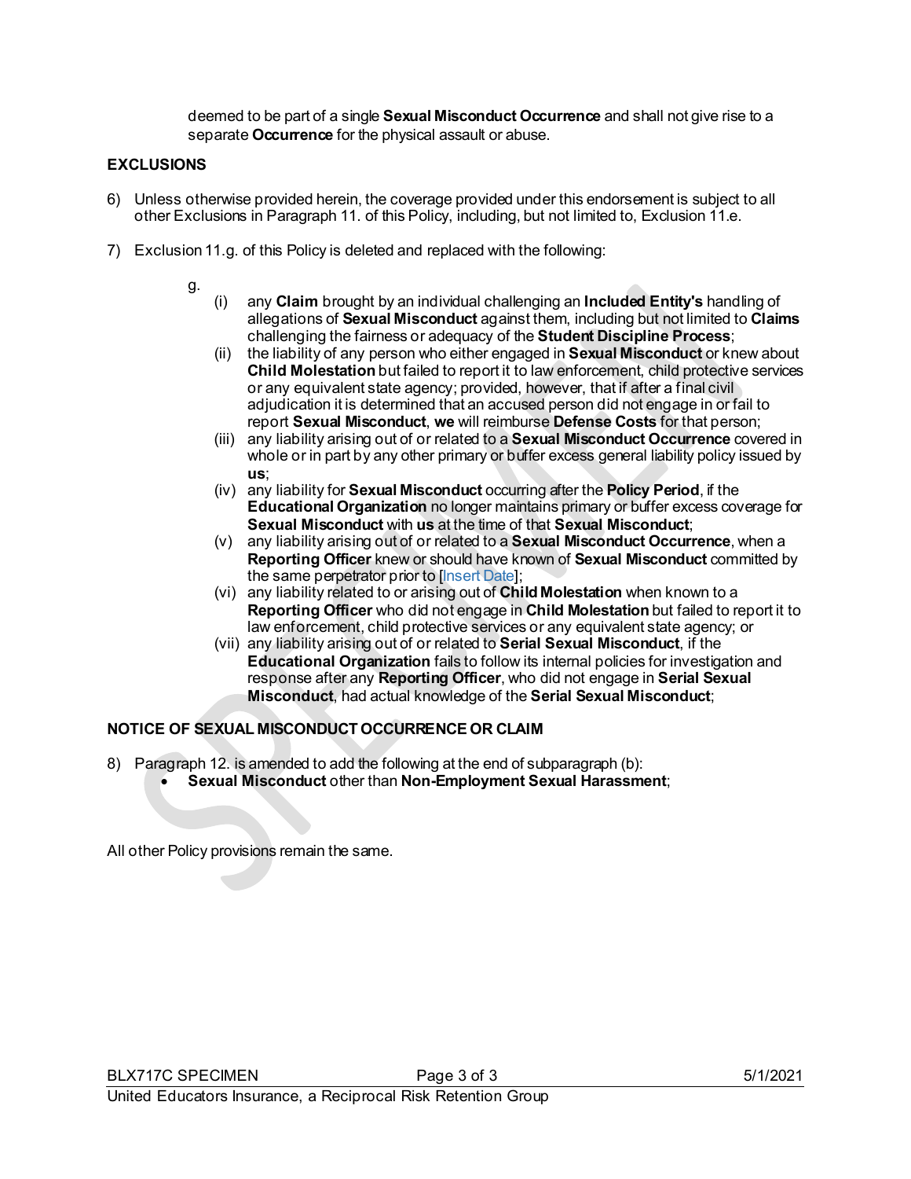deemed to be part of a single **Sexual Misconduct Occurrence** and shall not give rise to a separate **Occurrence** for the physical assault or abuse.

**EXCLUSIONS**

6) Unless otherwise provided herein, the coverage provided under this endorsement is subject to all other Exclusions in Paragraph 11. of this Policy, including, but not limited to, Exclusion 11.e.

7) Exclusion 11.g. of this Policy is deleted and replaced with the following:

   g.
   
   (i) any **Claim** brought by an individual challenging an **Included Entity's** handling of allegations of **Sexual Misconduct** against them, including but not limited to **Claims** challenging the fairness or adequacy of the **Student Discipline Process**;
   
   (ii) the liability of any person who either engaged in **Sexual Misconduct** or knew about **Child Molestation** but failed to report it to law enforcement, child protective services or any equivalent state agency; provided, however, that if after a final civil adjudication it is determined that an accused person did not engage in or fail to report **Sexual Misconduct**, **we** will reimburse **Defense Costs** for that person;
   
   (iii) any liability arising out of or related to a **Sexual Misconduct Occurrence** covered in whole or in part by any other primary or buffer excess general liability policy issued by **us**;
   
   (iv) any liability for **Sexual Misconduct** occurring after the **Policy Period**, if the **Educational Organization** no longer maintains primary or buffer excess coverage for **Sexual Misconduct** with **us** at the time of that **Sexual Misconduct**;
   
   (v) any liability arising out of or related to a **Sexual Misconduct Occurrence**, when a **Reporting Officer** knew or should have known of **Sexual Misconduct** committed by the same perpetrator prior to [Insert Date];
   
   (vi) any liability related to or arising out of **Child Molestation** when known to a **Reporting Officer** who did not engage in **Child Molestation** but failed to report it to law enforcement, child protective services or any equivalent state agency; or
   
   (vii) any liability arising out of or related to **Serial Sexual Misconduct**, if the **Educational Organization** fails to follow its internal policies for investigation and response after any **Reporting Officer**, who did not engage in **Serial Sexual Misconduct**, had actual knowledge of the **Serial Sexual Misconduct**;

**NOTICE OF SEXUAL MISCONDUCT OCCURRENCE OR CLAIM**

8) Paragraph 12. is amended to add the following at the end of subparagraph (b):
   - **Sexual Misconduct** other than **Non-Employment Sexual Harassment**;

All other Policy provisions remain the same.